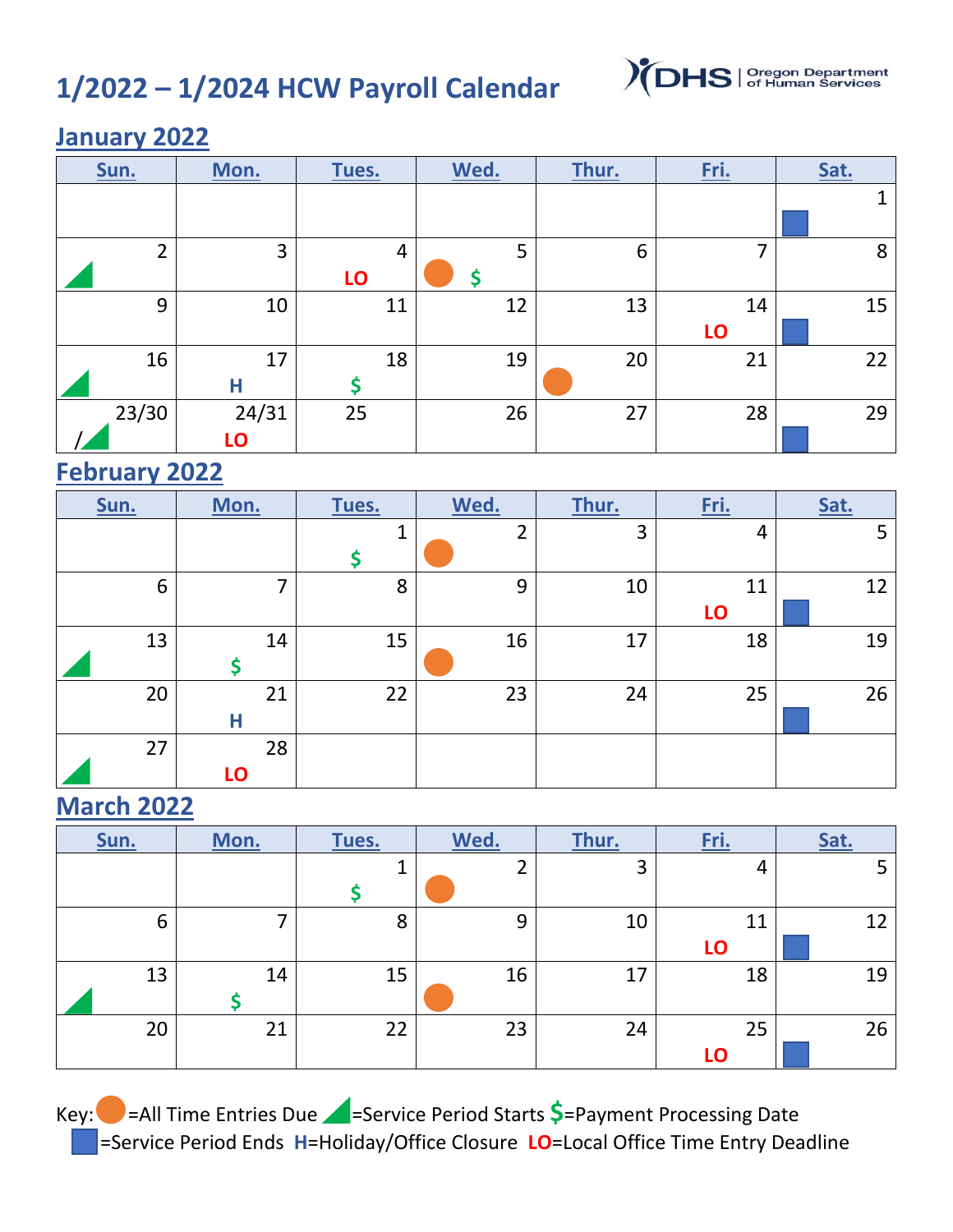# 1/2022 – 1/2024 HCW Payroll Calendar

DHS | Oregon Department of Human Services

## January 2022

| Sun. | Mon. | Tues. | Wed. | Thur. | Fri. | Sat. |
|---|---|---|---|---|---|---|
| | | | | | | 1 ■ |
| 2 ◢ | 3 | 4 LO | 5 ● $ | 6 | 7 | 8 |
| 9 | 10 | 11 | 12 | 13 | 14 LO | 15 ■ |
| 16 ◢ | 17 H | 18 $ | 19 | 20 ● | 21 | 22 |
| 23/30 /◢ | 24/31 LO | 25 | 26 | 27 | 28 | 29 ■ |

## February 2022

| Sun. | Mon. | Tues. | Wed. | Thur. | Fri. | Sat. |
|---|---|---|---|---|---|---|
| | | 1 $ | 2 ● | 3 | 4 | 5 |
| 6 | 7 | 8 | 9 | 10 | 11 LO | 12 ■ |
| 13 ◢ | 14 $ | 15 | 16 ● | 17 | 18 | 19 |
| 20 | 21 H | 22 | 23 | 24 | 25 | 26 ■ |
| 27 ◢ | 28 LO | | | | | |

## March 2022

| Sun. | Mon. | Tues. | Wed. | Thur. | Fri. | Sat. |
|---|---|---|---|---|---|---|
| | | 1 $ | 2 ● | 3 | 4 | 5 |
| 6 | 7 | 8 | 9 | 10 | 11 LO | 12 ■ |
| 13 ◢ | 14 $ | 15 | 16 ● | 17 | 18 | 19 |
| 20 | 21 | 22 | 23 | 24 | 25 LO | 26 ■ |

Key: ● =All Time Entries Due ◢ =Service Period Starts $ =Payment Processing Date ■ =Service Period Ends H=Holiday/Office Closure LO=Local Office Time Entry Deadline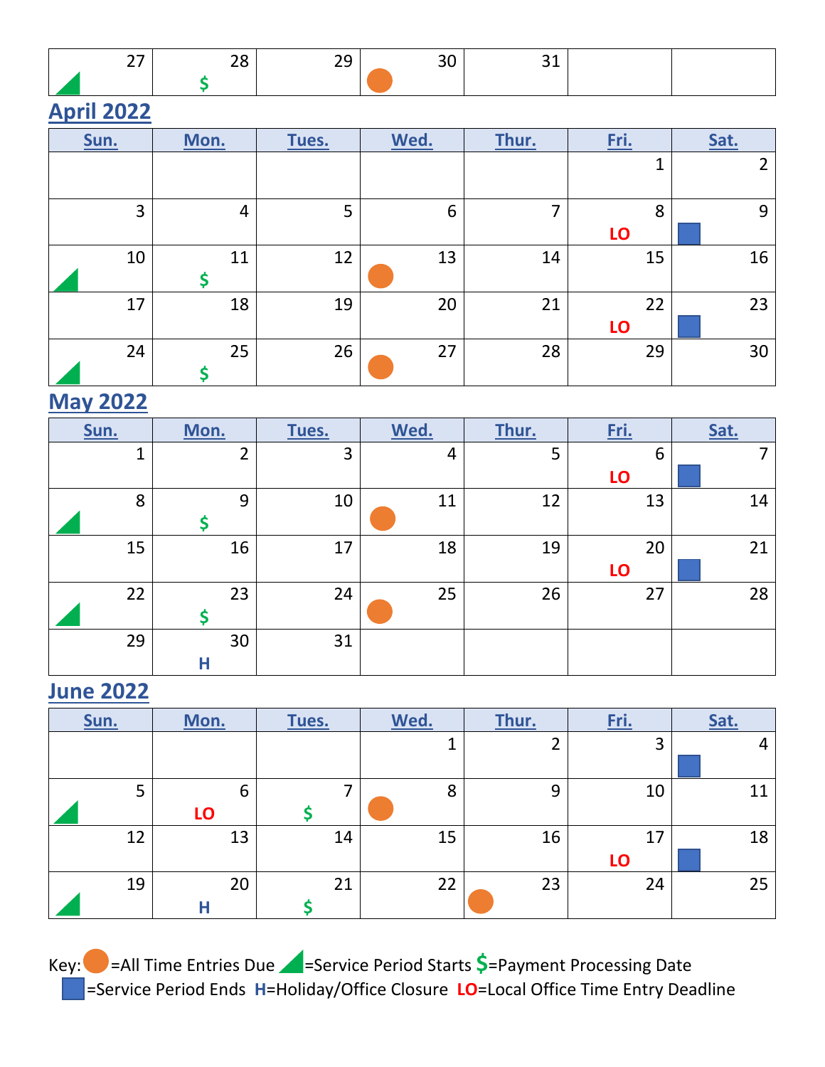| | | | | | | |
|---|---|---|---|---|---|---|
| 27 ◢ | 28 $ | 29 | 30 ● | 31 | | |

## April 2022

| Sun. | Mon. | Tues. | Wed. | Thur. | Fri. | Sat. |
|---|---|---|---|---|---|---|
| | | | | | 1 | 2 |
| 3 | 4 | 5 | 6 | 7 | 8 LO | 9 ■ |
| 10 ◢ | 11 $ | 12 | 13 ● | 14 | 15 | 16 |
| 17 | 18 | 19 | 20 | 21 | 22 LO | 23 ■ |
| 24 ◢ | 25 $ | 26 | 27 ● | 28 | 29 | 30 |

## May 2022

| Sun. | Mon. | Tues. | Wed. | Thur. | Fri. | Sat. |
|---|---|---|---|---|---|---|
| 1 | 2 | 3 | 4 | 5 | 6 LO | 7 ■ |
| 8 ◢ | 9 $ | 10 | 11 ● | 12 | 13 | 14 |
| 15 | 16 | 17 | 18 | 19 | 20 LO | 21 ■ |
| 22 ◢ | 23 $ | 24 | 25 ● | 26 | 27 | 28 |
| 29 | 30 H | 31 | | | | |

## June 2022

| Sun. | Mon. | Tues. | Wed. | Thur. | Fri. | Sat. |
|---|---|---|---|---|---|---|
| | | | 1 | 2 | 3 | 4 ■ |
| 5 ◢ | 6 LO | 7 $ | 8 ● | 9 | 10 | 11 |
| 12 | 13 | 14 | 15 | 16 | 17 LO | 18 ■ |
| 19 ◢ | 20 H | 21 $ | 22 | 23 ● | 24 | 25 |

Key: ● =All Time Entries Due ◢ =Service Period Starts $ =Payment Processing Date
■ =Service Period Ends H=Holiday/Office Closure LO=Local Office Time Entry Deadline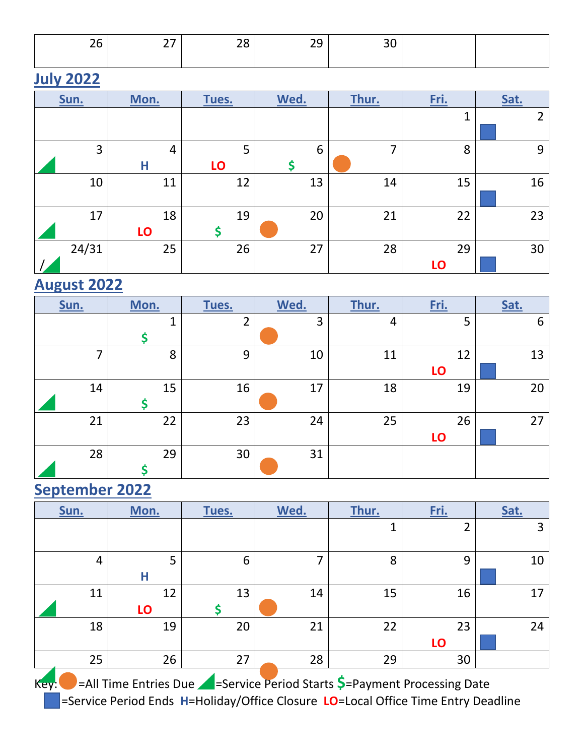| 26 | 27 | 28 | 29 | 30 | | |
|---|---|---|---|---|---|---|

## July 2022

| Sun. | Mon. | Tues. | Wed. | Thur. | Fri. | Sat. |
|---|---|---|---|---|---|---|
| | | | | | 1 | 2 ■ |
| 3 ◢ | 4 H | 5 LO | 6 $ | 7 ● | 8 | 9 |
| 10 | 11 | 12 | 13 | 14 | 15 | 16 ■ |
| 17 ◢ | 18 LO | 19 $ | 20 ● | 21 | 22 | 23 |
| 24/31 /◢ | 25 | 26 | 27 | 28 | 29 LO | 30 ■ |

## August 2022

| Sun. | Mon. | Tues. | Wed. | Thur. | Fri. | Sat. |
|---|---|---|---|---|---|---|
| | 1 $ | 2 | 3 ● | 4 | 5 | 6 |
| 7 | 8 | 9 | 10 | 11 | 12 LO | 13 ■ |
| 14 ◢ | 15 $ | 16 | 17 ● | 18 | 19 | 20 |
| 21 | 22 | 23 | 24 | 25 | 26 LO | 27 ■ |
| 28 ◢ | 29 $ | 30 | 31 ● | | | |

## September 2022

| Sun. | Mon. | Tues. | Wed. | Thur. | Fri. | Sat. |
|---|---|---|---|---|---|---|
| | | | | 1 | 2 | 3 |
| 4 | 5 H | 6 | 7 | 8 | 9 | 10 ■ |
| 11 ◢ | 12 LO | 13 $ | 14 ● | 15 | 16 | 17 |
| 18 | 19 | 20 | 21 | 22 | 23 LO | 24 ■ |
| 25 ◢ | 26 | 27 | 28 ● | 29 | 30 | |

Key: ● =All Time Entries Due ◢ =Service Period Starts $=Payment Processing Date ■ =Service Period Ends H=Holiday/Office Closure LO=Local Office Time Entry Deadline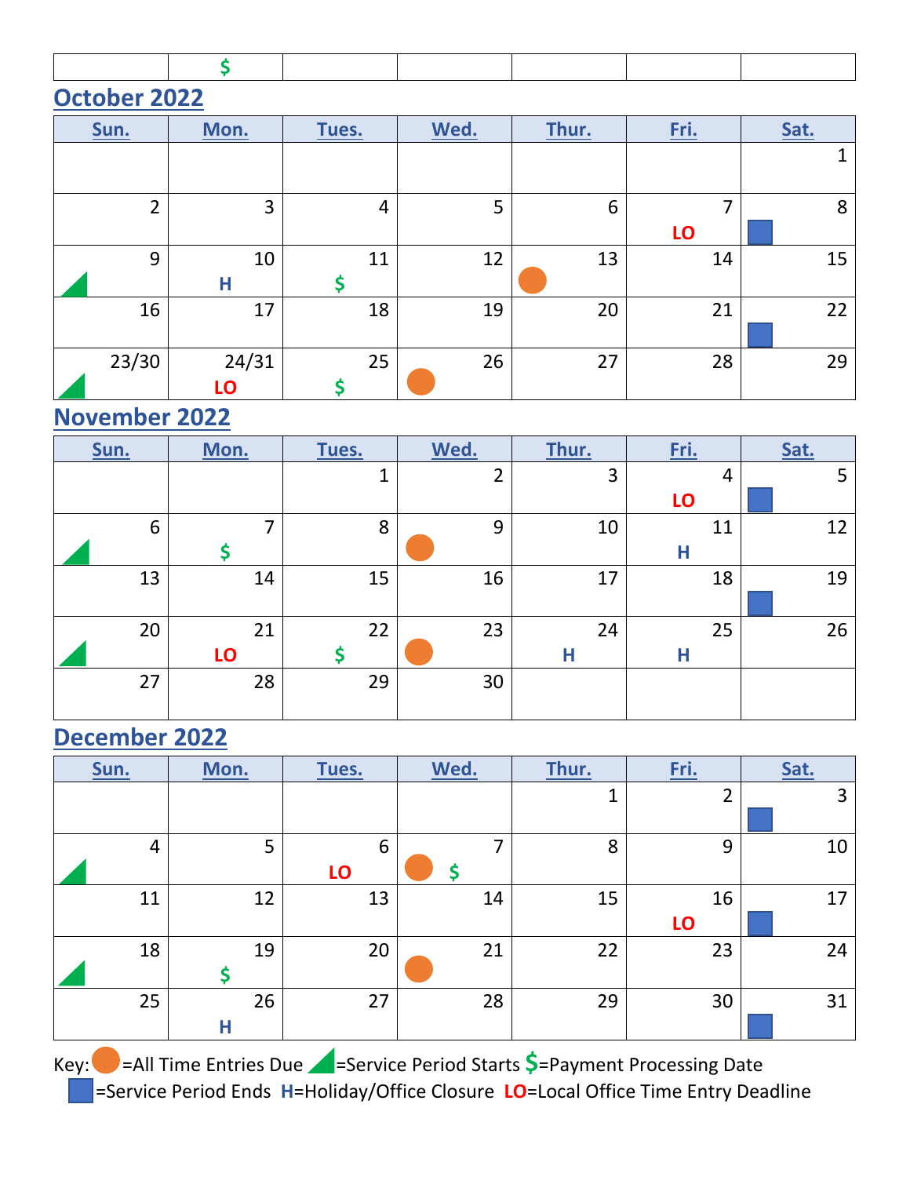|  | $ |  |  |  |  |  |
|---|---|---|---|---|---|---|

## October 2022

| Sun. | Mon. | Tues. | Wed. | Thur. | Fri. | Sat. |
|---|---|---|---|---|---|---|
|  |  |  |  |  |  | 1 |
| 2 | 3 | 4 | 5 | 6 | 7 LO | 8 ■ |
| 9 ◢ | 10 H | 11 $ | 12 | 13 ● | 14 | 15 |
| 16 | 17 | 18 | 19 | 20 | 21 | 22 ■ |
| 23/30 ◢ | 24/31 LO | 25 $ | 26 ● | 27 | 28 | 29 |

## November 2022

| Sun. | Mon. | Tues. | Wed. | Thur. | Fri. | Sat. |
|---|---|---|---|---|---|---|
|  |  | 1 | 2 | 3 | 4 LO | 5 ■ |
| 6 ◢ | 7 $ | 8 | 9 ● | 10 | 11 H | 12 |
| 13 | 14 | 15 | 16 | 17 | 18 | 19 ■ |
| 20 ◢ | 21 LO | 22 $ | 23 ● | 24 H | 25 H | 26 |
| 27 | 28 | 29 | 30 |  |  |  |

## December 2022

| Sun. | Mon. | Tues. | Wed. | Thur. | Fri. | Sat. |
|---|---|---|---|---|---|---|
|  |  |  |  | 1 | 2 | 3 ■ |
| 4 ◢ | 5 | 6 LO | 7 ● $ | 8 | 9 | 10 |
| 11 | 12 | 13 | 14 | 15 | 16 LO | 17 ■ |
| 18 ◢ | 19 $ | 20 | 21 ● | 22 | 23 | 24 |
| 25 | 26 H | 27 | 28 | 29 | 30 | 31 ■ |

Key: ● =All Time Entries Due ◢ =Service Period Starts $=Payment Processing Date ■ =Service Period Ends H=Holiday/Office Closure LO=Local Office Time Entry Deadline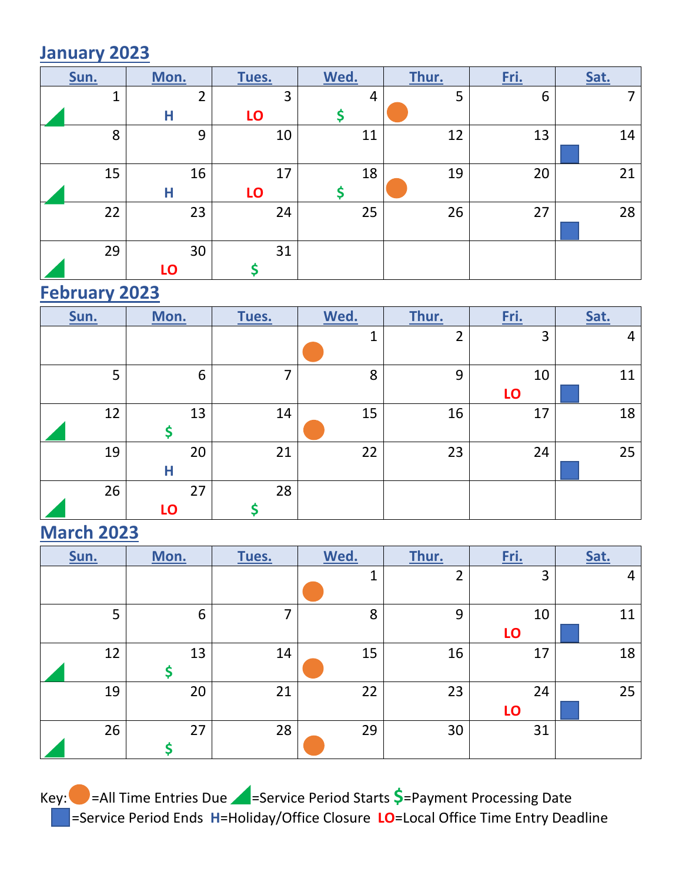## January 2023

| Sun. | Mon. | Tues. | Wed. | Thur. | Fri. | Sat. |
|---|---|---|---|---|---|---|
| 1 ◢ | 2 H | 3 LO | 4 $ | 5 ● | 6 | 7 |
| 8 | 9 | 10 | 11 | 12 | 13 | 14 ■ |
| 15 ◢ | 16 H | 17 LO | 18 $ | 19 ● | 20 | 21 |
| 22 | 23 | 24 | 25 | 26 | 27 | 28 ■ |
| 29 ◢ | 30 LO | 31 $ | | | | |

## February 2023

| Sun. | Mon. | Tues. | Wed. | Thur. | Fri. | Sat. |
|---|---|---|---|---|---|---|
| | | | 1 ● | 2 | 3 | 4 |
| 5 | 6 | 7 | 8 | 9 | 10 LO | 11 ■ |
| 12 ◢ | 13 $ | 14 | 15 ● | 16 | 17 | 18 |
| 19 | 20 H | 21 | 22 | 23 | 24 | 25 ■ |
| 26 ◢ | 27 LO | 28 $ | | | | |

## March 2023

| Sun. | Mon. | Tues. | Wed. | Thur. | Fri. | Sat. |
|---|---|---|---|---|---|---|
| | | | 1 ● | 2 | 3 | 4 |
| 5 | 6 | 7 | 8 | 9 | 10 LO | 11 ■ |
| 12 ◢ | 13 $ | 14 | 15 ● | 16 | 17 | 18 |
| 19 | 20 | 21 | 22 | 23 | 24 LO | 25 ■ |
| 26 ◢ | 27 $ | 28 | 29 ● | 30 | 31 | |

Key: ● =All Time Entries Due ◢ =Service Period Starts $ =Payment Processing Date
■ =Service Period Ends H=Holiday/Office Closure LO=Local Office Time Entry Deadline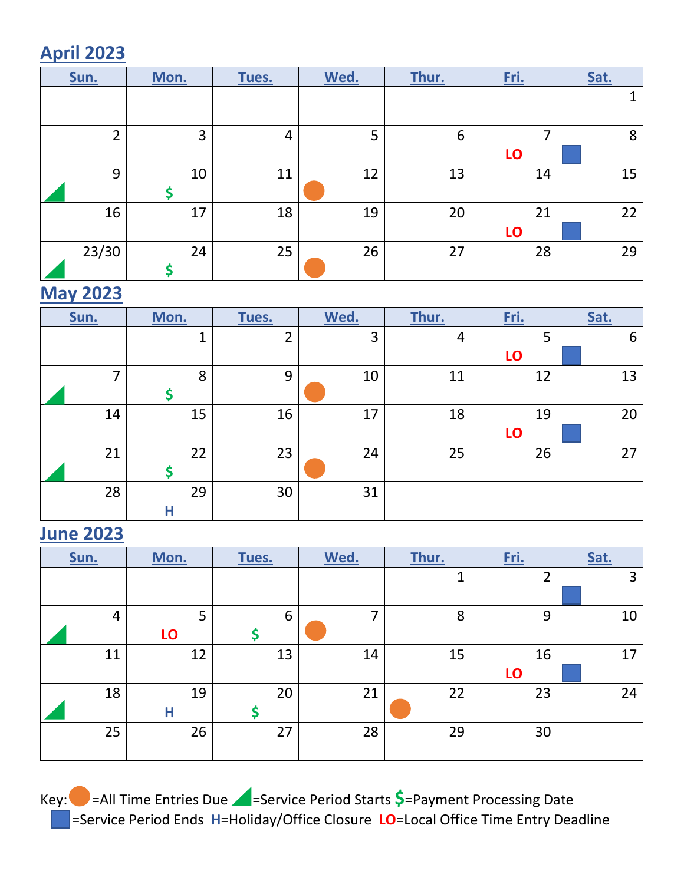## April 2023

| Sun. | Mon. | Tues. | Wed. | Thur. | Fri. | Sat. |
|---|---|---|---|---|---|---|
| | | | | | | 1 |
| 2 | 3 | 4 | 5 | 6 | 7 LO | 8 ■ |
| 9 ◢ | 10 $ | 11 | 12 ● | 13 | 14 | 15 |
| 16 | 17 | 18 | 19 | 20 | 21 LO | 22 ■ |
| 23/30 ◢ | 24 $ | 25 | 26 ● | 27 | 28 | 29 |

## May 2023

| Sun. | Mon. | Tues. | Wed. | Thur. | Fri. | Sat. |
|---|---|---|---|---|---|---|
| | 1 | 2 | 3 | 4 | 5 LO | 6 ■ |
| 7 ◢ | 8 $ | 9 | 10 ● | 11 | 12 | 13 |
| 14 | 15 | 16 | 17 | 18 | 19 LO | 20 ■ |
| 21 ◢ | 22 $ | 23 | 24 ● | 25 | 26 | 27 |
| 28 | 29 H | 30 | 31 | | | |

## June 2023

| Sun. | Mon. | Tues. | Wed. | Thur. | Fri. | Sat. |
|---|---|---|---|---|---|---|
| | | | | 1 | 2 | 3 ■ |
| 4 ◢ | 5 LO | 6 $ | 7 ● | 8 | 9 | 10 |
| 11 | 12 | 13 | 14 | 15 | 16 LO | 17 ■ |
| 18 ◢ | 19 H | 20 $ | 21 | 22 ● | 23 | 24 |
| 25 | 26 | 27 | 28 | 29 | 30 | |

Key: ● =All Time Entries Due ◢ =Service Period Starts $=Payment Processing Date ■ =Service Period Ends H=Holiday/Office Closure LO=Local Office Time Entry Deadline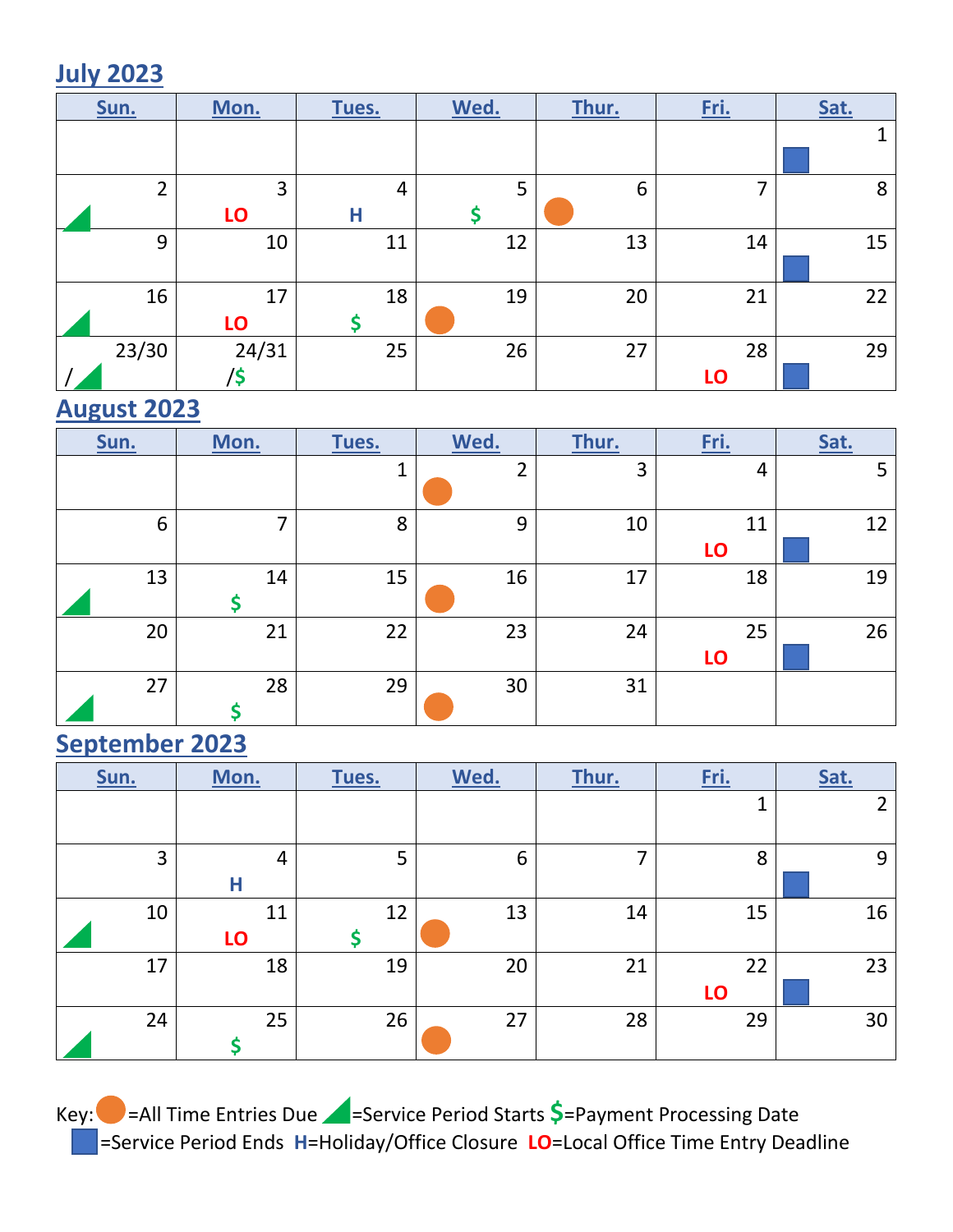## July 2023

| Sun. | Mon. | Tues. | Wed. | Thur. | Fri. | Sat. |
|---|---|---|---|---|---|---|
| | | | | | | 1 ■ |
| 2 ◢ | 3 LO | 4 H | 5 $ | 6 ● | 7 | 8 |
| 9 | 10 | 11 | 12 | 13 | 14 | 15 ■ |
| 16 ◢ | 17 LO | 18 $ | 19 ● | 20 | 21 | 22 |
| 23/30 / ◢ | 24/31 /$ | 25 | 26 | 27 | 28 LO | 29 ■ |

## August 2023

| Sun. | Mon. | Tues. | Wed. | Thur. | Fri. | Sat. |
|---|---|---|---|---|---|---|
| | | 1 | 2 ● | 3 | 4 | 5 |
| 6 | 7 | 8 | 9 | 10 | 11 LO | 12 ■ |
| 13 ◢ | 14 $ | 15 | 16 ● | 17 | 18 | 19 |
| 20 | 21 | 22 | 23 | 24 | 25 LO | 26 ■ |
| 27 ◢ | 28 $ | 29 | 30 ● | 31 | | |

## September 2023

| Sun. | Mon. | Tues. | Wed. | Thur. | Fri. | Sat. |
|---|---|---|---|---|---|---|
| | | | | | 1 | 2 |
| 3 | 4 H | 5 | 6 | 7 | 8 | 9 ■ |
| 10 ◢ | 11 LO | 12 $ | 13 ● | 14 | 15 | 16 |
| 17 | 18 | 19 | 20 | 21 | 22 LO | 23 ■ |
| 24 ◢ | 25 $ | 26 | 27 ● | 28 | 29 | 30 |

Key: ● =All Time Entries Due ◢ =Service Period Starts $=Payment Processing Date
■ =Service Period Ends H=Holiday/Office Closure LO=Local Office Time Entry Deadline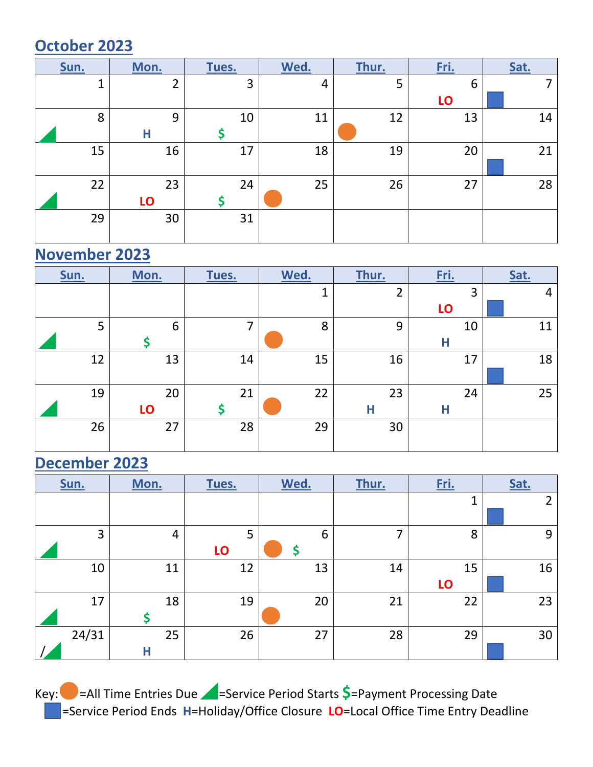## October 2023

| Sun. | Mon. | Tues. | Wed. | Thur. | Fri. | Sat. |
|---|---|---|---|---|---|---|
| 1 | 2 | 3 | 4 | 5 | 6 LO | 7 ■ |
| 8 ◢ | 9 H | 10 $ | 11 | 12 ● | 13 | 14 |
| 15 | 16 | 17 | 18 | 19 | 20 | 21 ■ |
| 22 ◢ | 23 LO | 24 $ | 25 ● | 26 | 27 | 28 |
| 29 | 30 | 31 | | | | |

## November 2023

| Sun. | Mon. | Tues. | Wed. | Thur. | Fri. | Sat. |
|---|---|---|---|---|---|---|
| | | | 1 | 2 | 3 LO | 4 ■ |
| 5 ◢ | 6 $ | 7 | 8 ● | 9 | 10 H | 11 |
| 12 | 13 | 14 | 15 | 16 | 17 | 18 ■ |
| 19 ◢ | 20 LO | 21 $ | 22 ● | 23 H | 24 H | 25 |
| 26 | 27 | 28 | 29 | 30 | | |

## December 2023

| Sun. | Mon. | Tues. | Wed. | Thur. | Fri. | Sat. |
|---|---|---|---|---|---|---|
| | | | | | 1 | 2 ■ |
| 3 ◢ | 4 | 5 LO | 6 ● $ | 7 | 8 | 9 |
| 10 | 11 | 12 | 13 | 14 | 15 LO | 16 ■ |
| 17 ◢ | 18 $ | 19 | 20 ● | 21 | 22 | 23 |
| 24/31 / ◢ | 25 H | 26 | 27 | 28 | 29 | 30 ■ |

Key: ● =All Time Entries Due ◢ =Service Period Starts $ =Payment Processing Date
■ =Service Period Ends H=Holiday/Office Closure LO=Local Office Time Entry Deadline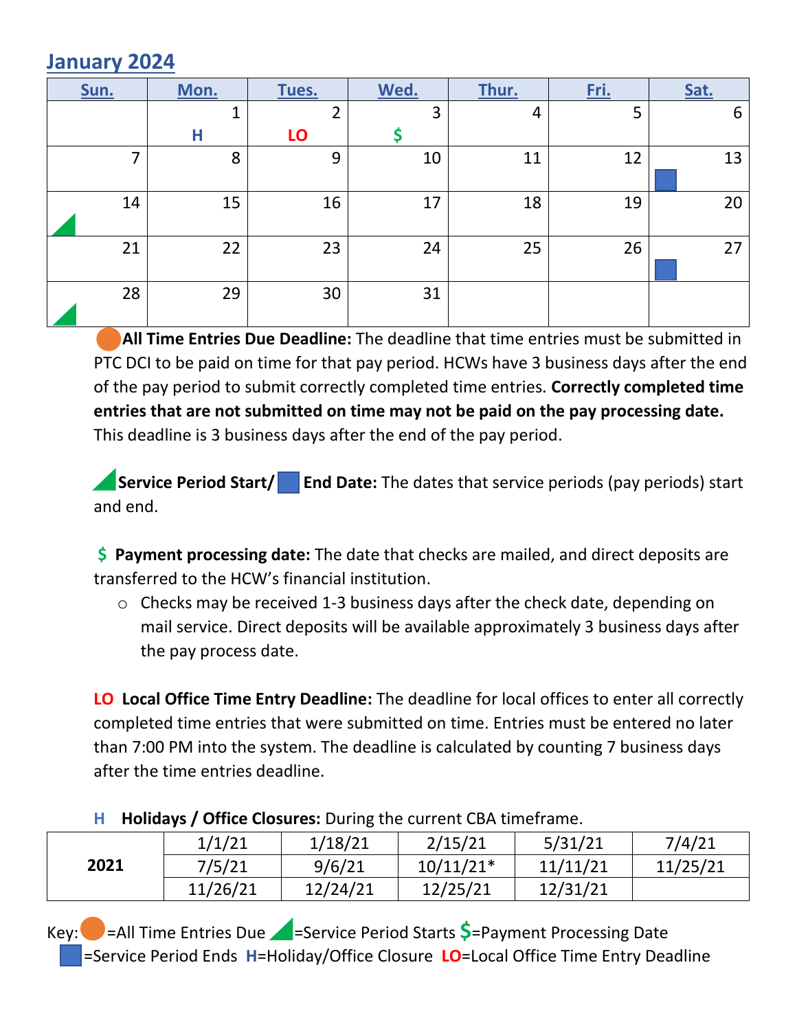## January 2024

| Sun. | Mon. | Tues. | Wed. | Thur. | Fri. | Sat. |
|---|---|---|---|---|---|---|
| | 1 H | 2 LO | 3 $ | 4 | 5 | 6 |
| 7 | 8 | 9 | 10 | 11 | 12 | 13 ■ |
| 14 ◢ | 15 | 16 | 17 | 18 | 19 | 20 |
| 21 | 22 | 23 | 24 | 25 | 26 | 27 ■ |
| 28 ◢ | 29 | 30 | 31 | | | |

● **All Time Entries Due Deadline:** The deadline that time entries must be submitted in PTC DCI to be paid on time for that pay period. HCWs have 3 business days after the end of the pay period to submit correctly completed time entries. **Correctly completed time entries that are not submitted on time may not be paid on the pay processing date.** This deadline is 3 business days after the end of the pay period.

◢ **Service Period Start/** ■ **End Date:** The dates that service periods (pay periods) start and end.

$ **Payment processing date:** The date that checks are mailed, and direct deposits are transferred to the HCW's financial institution.

- Checks may be received 1-3 business days after the check date, depending on mail service. Direct deposits will be available approximately 3 business days after the pay process date.

**LO Local Office Time Entry Deadline:** The deadline for local offices to enter all correctly completed time entries that were submitted on time. Entries must be entered no later than 7:00 PM into the system. The deadline is calculated by counting 7 business days after the time entries deadline.

**H Holidays / Office Closures:** During the current CBA timeframe.

| | | | | | |
|---|---|---|---|---|---|
| **2021** | 1/1/21 | 1/18/21 | 2/15/21 | 5/31/21 | 7/4/21 |
| | 7/5/21 | 9/6/21 | 10/11/21* | 11/11/21 | 11/25/21 |
| | 11/26/21 | 12/24/21 | 12/25/21 | 12/31/21 | |

Key: ● =All Time Entries Due ◢ =Service Period Starts $=Payment Processing Date ■ =Service Period Ends H=Holiday/Office Closure LO=Local Office Time Entry Deadline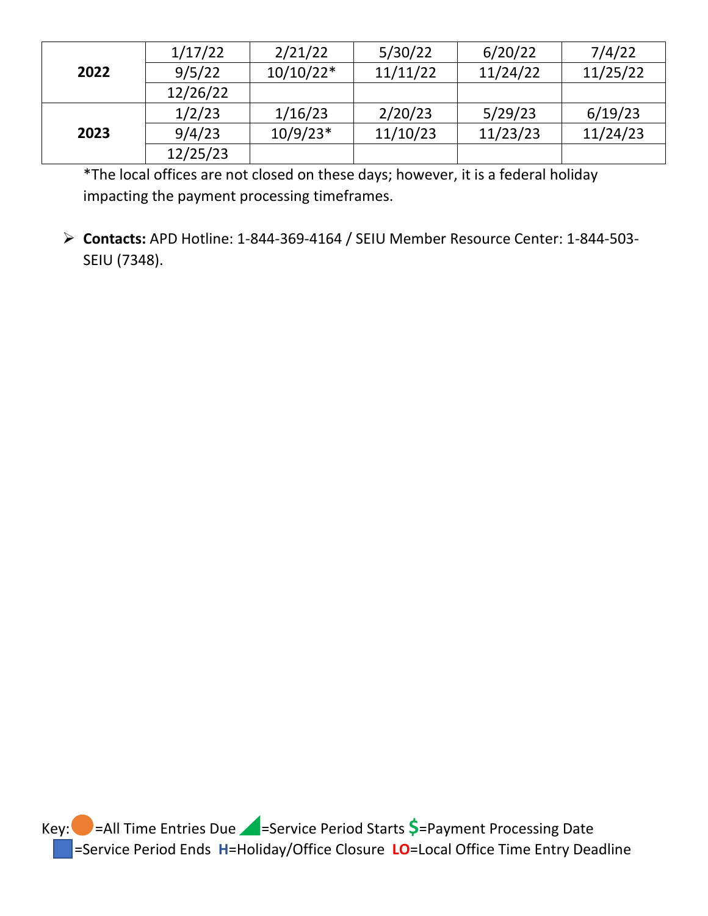| | | | | | |
|---|---|---|---|---|---|
| **2022** | 1/17/22 | 2/21/22 | 5/30/22 | 6/20/22 | 7/4/22 |
| | 9/5/22 | 10/10/22* | 11/11/22 | 11/24/22 | 11/25/22 |
| | 12/26/22 | | | | |
| **2023** | 1/2/23 | 1/16/23 | 2/20/23 | 5/29/23 | 6/19/23 |
| | 9/4/23 | 10/9/23* | 11/10/23 | 11/23/23 | 11/24/23 |
| | 12/25/23 | | | | |

*The local offices are not closed on these days; however, it is a federal holiday impacting the payment processing timeframes.

- **Contacts:** APD Hotline: 1-844-369-4164 / SEIU Member Resource Center: 1-844-503-SEIU (7348).

Key: ●=All Time Entries Due ◢=Service Period Starts $=Payment Processing Date ■=Service Period Ends H=Holiday/Office Closure LO=Local Office Time Entry Deadline